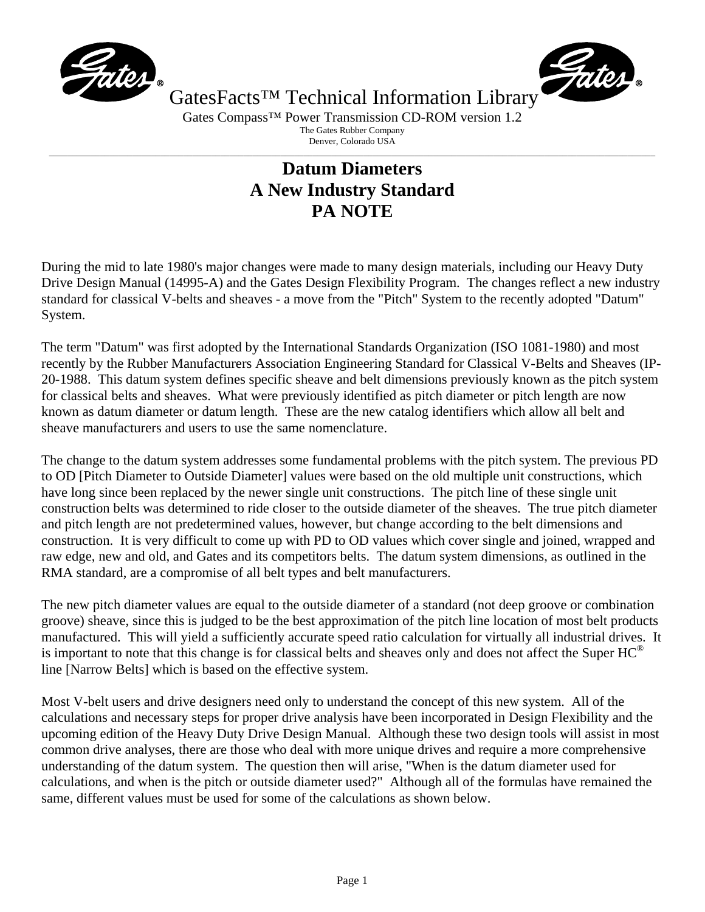GatesFacts™ Technical Information Library

Gates Compass™ Power Transmission CD-ROM version 1.2

The Gates Rubber Company

Denver, Colorado USA

# Datum Diameters
# A New Industry Standard
# PA NOTE

During the mid to late 1980's major changes were made to many design materials, including our Heavy Duty Drive Design Manual (14995-A) and the Gates Design Flexibility Program. The changes reflect a new industry standard for classical V-belts and sheaves - a move from the "Pitch" System to the recently adopted "Datum" System.

The term "Datum" was first adopted by the International Standards Organization (ISO 1081-1980) and most recently by the Rubber Manufacturers Association Engineering Standard for Classical V-Belts and Sheaves (IP-20-1988. This datum system defines specific sheave and belt dimensions previously known as the pitch system for classical belts and sheaves. What were previously identified as pitch diameter or pitch length are now known as datum diameter or datum length. These are the new catalog identifiers which allow all belt and sheave manufacturers and users to use the same nomenclature.

The change to the datum system addresses some fundamental problems with the pitch system. The previous PD to OD [Pitch Diameter to Outside Diameter] values were based on the old multiple unit constructions, which have long since been replaced by the newer single unit constructions. The pitch line of these single unit construction belts was determined to ride closer to the outside diameter of the sheaves. The true pitch diameter and pitch length are not predetermined values, however, but change according to the belt dimensions and construction. It is very difficult to come up with PD to OD values which cover single and joined, wrapped and raw edge, new and old, and Gates and its competitors belts. The datum system dimensions, as outlined in the RMA standard, are a compromise of all belt types and belt manufacturers.

The new pitch diameter values are equal to the outside diameter of a standard (not deep groove or combination groove) sheave, since this is judged to be the best approximation of the pitch line location of most belt products manufactured. This will yield a sufficiently accurate speed ratio calculation for virtually all industrial drives. It is important to note that this change is for classical belts and sheaves only and does not affect the Super HC® line [Narrow Belts] which is based on the effective system.

Most V-belt users and drive designers need only to understand the concept of this new system. All of the calculations and necessary steps for proper drive analysis have been incorporated in Design Flexibility and the upcoming edition of the Heavy Duty Drive Design Manual. Although these two design tools will assist in most common drive analyses, there are those who deal with more unique drives and require a more comprehensive understanding of the datum system. The question then will arise, "When is the datum diameter used for calculations, and when is the pitch or outside diameter used?" Although all of the formulas have remained the same, different values must be used for some of the calculations as shown below.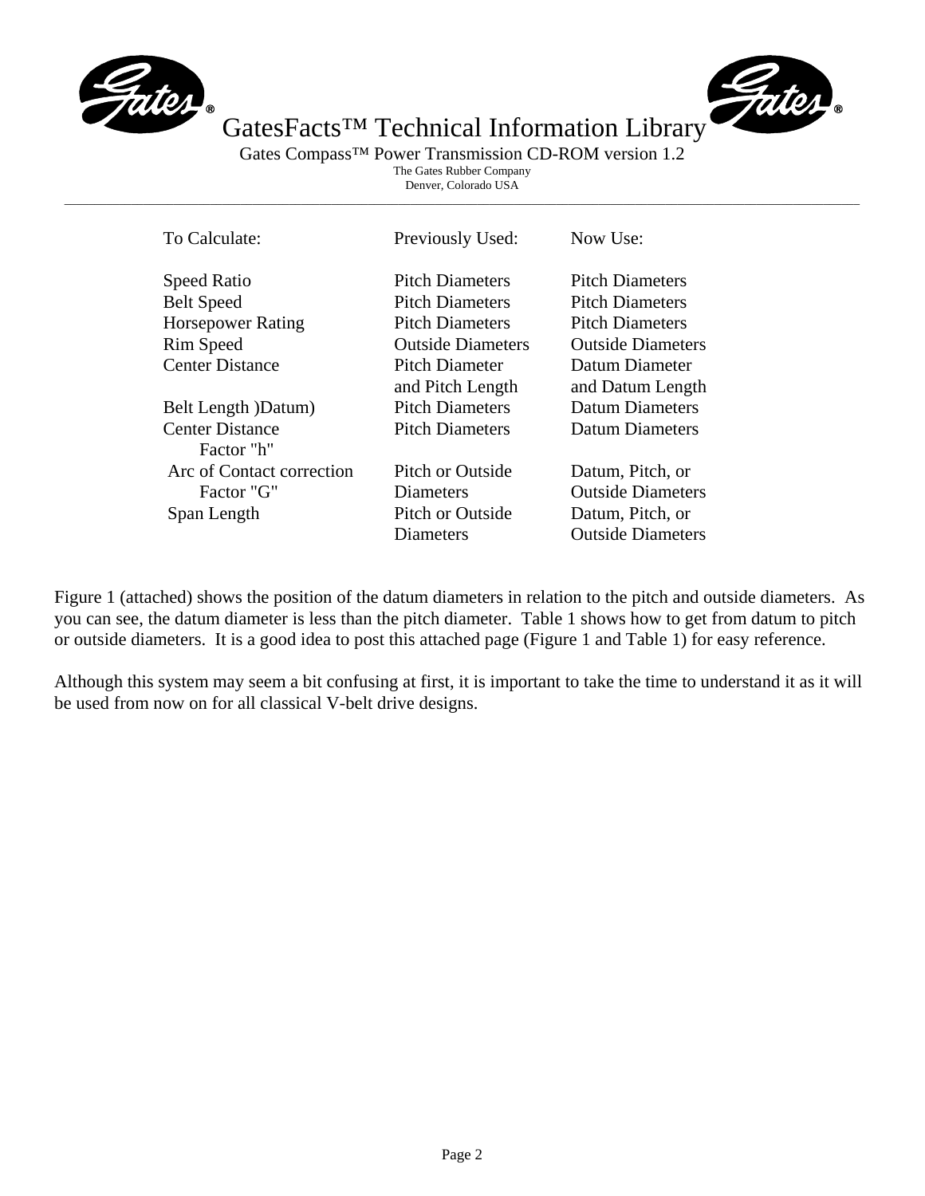| To Calculate: | Previously Used: | Now Use: |
|---|---|---|
| Speed Ratio | Pitch Diameters | Pitch Diameters |
| Belt Speed | Pitch Diameters | Pitch Diameters |
| Horsepower Rating | Pitch Diameters | Pitch Diameters |
| Rim Speed | Outside Diameters | Outside Diameters |
| Center Distance | Pitch Diameter and Pitch Length | Datum Diameter and Datum Length |
| Belt Length )Datum) | Pitch Diameters | Datum Diameters |
| Center Distance Factor "h" | Pitch Diameters | Datum Diameters |
| Arc of Contact correction Factor "G" | Pitch or Outside Diameters | Datum, Pitch, or Outside Diameters |
| Span Length | Pitch or Outside Diameters | Datum, Pitch, or Outside Diameters |

Figure 1 (attached) shows the position of the datum diameters in relation to the pitch and outside diameters. As you can see, the datum diameter is less than the pitch diameter. Table 1 shows how to get from datum to pitch or outside diameters. It is a good idea to post this attached page (Figure 1 and Table 1) for easy reference.

Although this system may seem a bit confusing at first, it is important to take the time to understand it as it will be used from now on for all classical V-belt drive designs.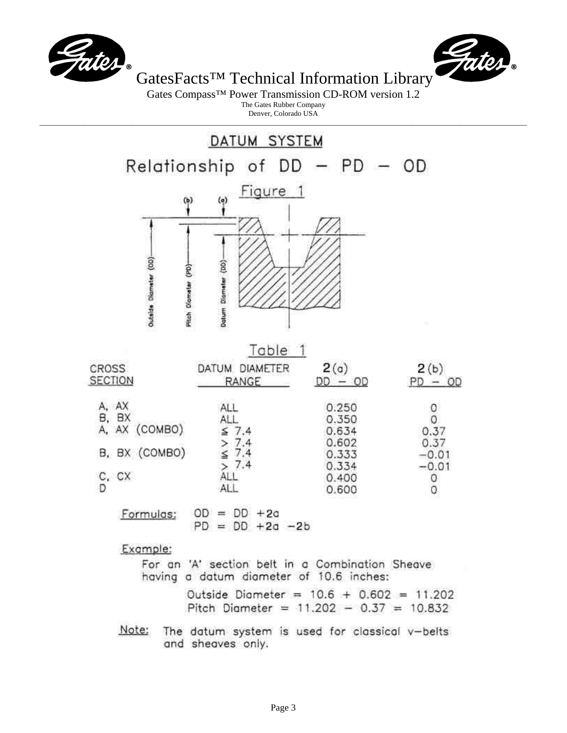# DATUM SYSTEM

## Relationship of DD – PD – OD

Figure 1

(b) (a)

Outside Diameter (OD)

Pitch Diameter (PD)

Datum Diameter (DD)

Table 1

| CROSS SECTION | DATUM DIAMETER RANGE | 2(a) DD – OD | 2(b) PD – OD |
|---|---|---|---|
| A, AX | ALL | 0.250 | 0 |
| B, BX | ALL | 0.350 | 0 |
| A, AX (COMBO) | ≦ 7.4 | 0.634 | 0.37 |
| | > 7.4 | 0.602 | 0.37 |
| B, BX (COMBO) | ≦ 7.4 | 0.333 | −0.01 |
| | > 7.4 | 0.334 | −0.01 |
| C, CX | ALL | 0.400 | 0 |
| D | ALL | 0.600 | 0 |

Formulas:

$$OD = DD + 2a$$
$$PD = DD + 2a - 2b$$

Example:

For an 'A' section belt in a Combination Sheave having a datum diameter of 10.6 inches:

Outside Diameter = 10.6 + 0.602 = 11.202

Pitch Diameter = 11.202 − 0.37 = 10.832

Note: The datum system is used for classical v–belts and sheaves only.